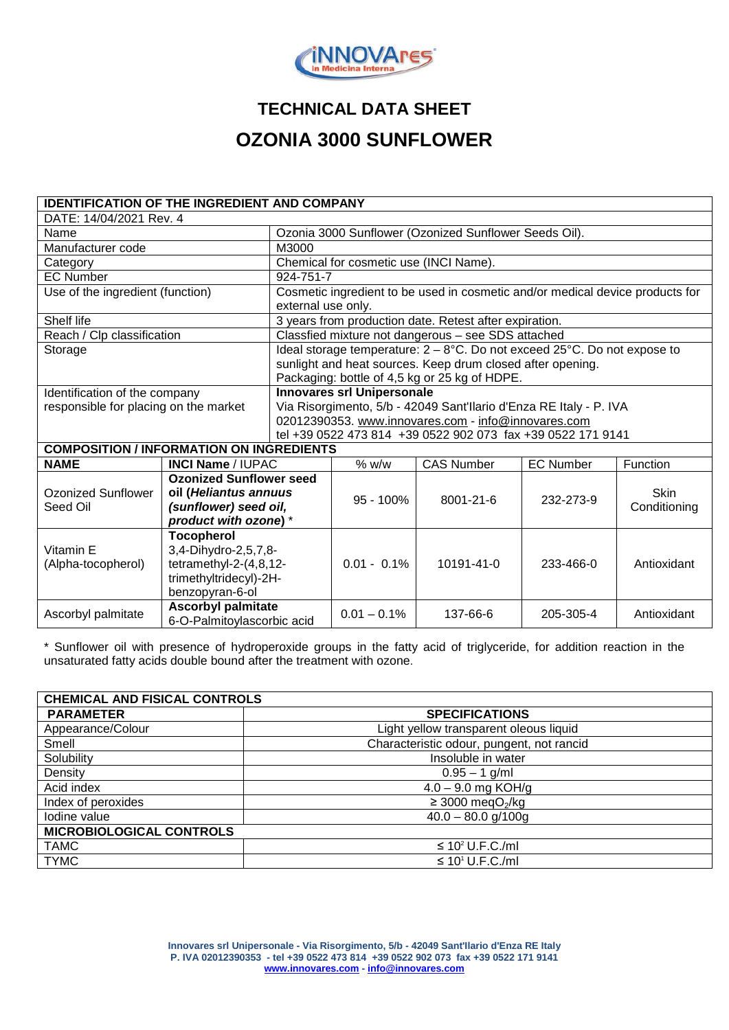# TECHNICAL DATA SHEET

# OZONIA 3000 SUNFLOWER

| IDENTIFICATION OF THE INGREDIENT AND COMPANY | | | | | |
|---|---|---|---|---|---|
| DATE: 14/04/2021 Rev. 4 | | | | | |
| Name | | Ozonia 3000 Sunflower (Ozonized Sunflower Seeds Oil). | | | |
| Manufacturer code | | M3000 | | | |
| Category | | Chemical for cosmetic use (INCI Name). | | | |
| EC Number | | 924-751-7 | | | |
| Use of the ingredient (function) | | Cosmetic ingredient to be used in cosmetic and/or medical device products for external use only. | | | |
| Shelf life | | 3 years from production date. Retest after expiration. | | | |
| Reach / Clp classification | | Classfied mixture not dangerous – see SDS attached | | | |
| Storage | | Ideal storage temperature: 2 – 8°C. Do not exceed 25°C. Do not expose to sunlight and heat sources. Keep drum closed after opening. Packaging: bottle of 4,5 kg or 25 kg of HDPE. | | | |
| Identification of the company responsible for placing on the market | | **Innovares srl Unipersonale** Via Risorgimento, 5/b - 42049 Sant'Ilario d'Enza RE Italy - P. IVA 02012390353. www.innovares.com - info@innovares.com tel +39 0522 473 814 +39 0522 902 073 fax +39 0522 171 9141 | | | |
| **COMPOSITION / INFORMATION ON INGREDIENTS** | | | | | |
| **NAME** | **INCI Name** / IUPAC | % w/w | CAS Number | EC Number | Function |
| Ozonized Sunflower Seed Oil | **Ozonized Sunflower seed oil (*Heliantus annuus (sunflower) seed oil, product with ozone*)** * | 95 - 100% | 8001-21-6 | 232-273-9 | Skin Conditioning |
| Vitamin E (Alpha-tocopherol) | **Tocopherol** 3,4-Dihydro-2,5,7,8-tetramethyl-2-(4,8,12-trimethyltridecyl)-2H-benzopyran-6-ol | 0.01 - 0.1% | 10191-41-0 | 233-466-0 | Antioxidant |
| Ascorbyl palmitate | **Ascorbyl palmitate** 6-O-Palmitoylascorbic acid | 0.01 – 0.1% | 137-66-6 | 205-305-4 | Antioxidant |

\* Sunflower oil with presence of hydroperoxide groups in the fatty acid of triglyceride, for addition reaction in the unsaturated fatty acids double bound after the treatment with ozone.

| CHEMICAL AND FISICAL CONTROLS | |
|---|---|
| **PARAMETER** | **SPECIFICATIONS** |
| Appearance/Colour | Light yellow transparent oleous liquid |
| Smell | Characteristic odour, pungent, not rancid |
| Solubility | Insoluble in water |
| Density | 0.95 – 1 g/ml |
| Acid index | 4.0 – 9.0 mg KOH/g |
| Index of peroxides | ≥ 3000 meq$O_2$/kg |
| Iodine value | 40.0 – 80.0 g/100g |
| **MICROBIOLOGICAL CONTROLS** | |
| TAMC | ≤ $10^2$ U.F.C./ml |
| TYMC | ≤ $10^1$ U.F.C./ml |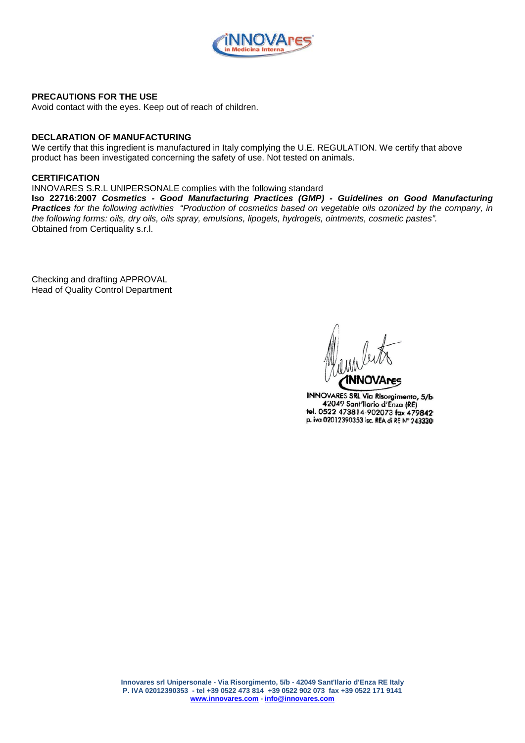**PRECAUTIONS FOR THE USE**

Avoid contact with the eyes. Keep out of reach of children.

**DECLARATION OF MANUFACTURING**

We certify that this ingredient is manufactured in Italy complying the U.E. REGULATION. We certify that above product has been investigated concerning the safety of use. Not tested on animals.

**CERTIFICATION**

INNOVARES S.R.L UNIPERSONALE complies with the following standard
**Iso 22716:2007** ***Cosmetics - Good Manufacturing Practices (GMP) - Guidelines on Good Manufacturing Practices*** *for the following activities "Production of cosmetics based on vegetable oils ozonized by the company, in the following forms: oils, dry oils, oils spray, emulsions, lipogels, hydrogels, ointments, cosmetic pastes".*
Obtained from Certiquality s.r.l.

Checking and drafting APPROVAL
Head of Quality Control Department

INNOVARES SRL Via Risorgimento, 5/b
42049 Sant'Ilario d'Enza (RE)
tel. 0522 473814-902073 fax 479842
p. iva 02012390353 isc. REA di RE N° 243330